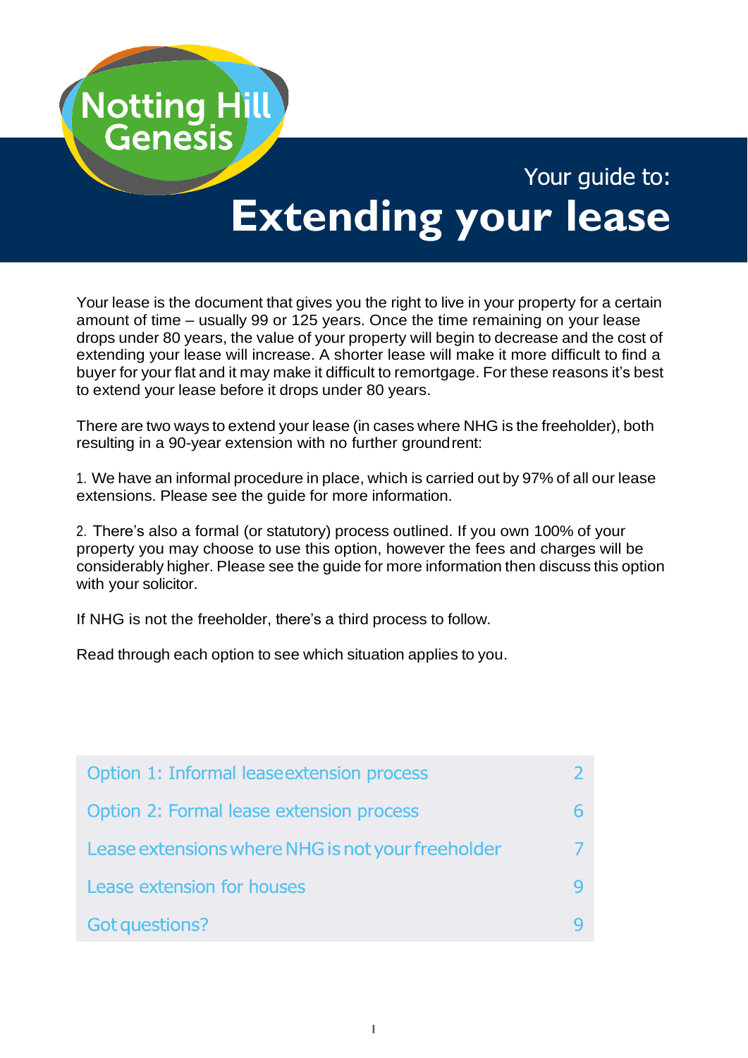Notting Hill Genesis

# Your guide to: Extending your lease

Your lease is the document that gives you the right to live in your property for a certain amount of time – usually 99 or 125 years. Once the time remaining on your lease drops under 80 years, the value of your property will begin to decrease and the cost of extending your lease will increase. A shorter lease will make it more difficult to find a buyer for your flat and it may make it difficult to remortgage. For these reasons it's best to extend your lease before it drops under 80 years.

There are two ways to extend your lease (in cases where NHG is the freeholder), both resulting in a 90-year extension with no further ground rent:

1. We have an informal procedure in place, which is carried out by 97% of all our lease extensions. Please see the guide for more information.

2. There's also a formal (or statutory) process outlined. If you own 100% of your property you may choose to use this option, however the fees and charges will be considerably higher. Please see the guide for more information then discuss this option with your solicitor.

If NHG is not the freeholder, there's a third process to follow.

Read through each option to see which situation applies to you.

| | |
|---|---|
| Option 1: Informal lease extension process | 2 |
| Option 2: Formal lease extension process | 6 |
| Lease extensions where NHG is not your freeholder | 7 |
| Lease extension for houses | 9 |
| Got questions? | 9 |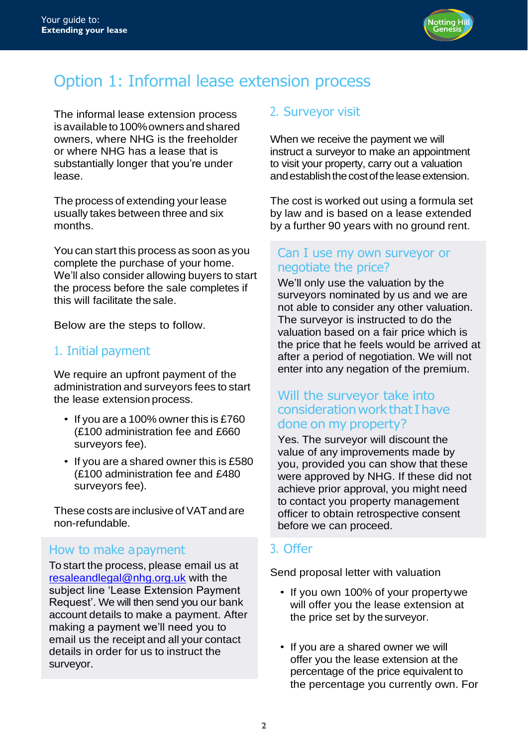# Option 1: Informal lease extension process

The informal lease extension process is available to 100% owners and shared owners, where NHG is the freeholder or where NHG has a lease that is substantially longer that you're under lease.

The process of extending your lease usually takes between three and six months.

You can start this process as soon as you complete the purchase of your home. We'll also consider allowing buyers to start the process before the sale completes if this will facilitate the sale.

Below are the steps to follow.

## 1. Initial payment

We require an upfront payment of the administration and surveyors fees to start the lease extension process.

- If you are a 100% owner this is £760 (£100 administration fee and £660 surveyors fee).
- If you are a shared owner this is £580 (£100 administration fee and £480 surveyors fee).

These costs are inclusive of VAT and are non-refundable.

### How to make a payment

To start the process, please email us at resaleandlegal@nhg.org.uk with the subject line 'Lease Extension Payment Request'. We will then send you our bank account details to make a payment. After making a payment we'll need you to email us the receipt and all your contact details in order for us to instruct the surveyor.

## 2. Surveyor visit

When we receive the payment we will instruct a surveyor to make an appointment to visit your property, carry out a valuation and establish the cost of the lease extension.

The cost is worked out using a formula set by law and is based on a lease extended by a further 90 years with no ground rent.

### Can I use my own surveyor or negotiate the price?

We'll only use the valuation by the surveyors nominated by us and we are not able to consider any other valuation. The surveyor is instructed to do the valuation based on a fair price which is the price that he feels would be arrived at after a period of negotiation. We will not enter into any negation of the premium.

### Will the surveyor take into consideration work that I have done on my property?

Yes. The surveyor will discount the value of any improvements made by you, provided you can show that these were approved by NHG. If these did not achieve prior approval, you might need to contact you property management officer to obtain retrospective consent before we can proceed.

## 3. Offer

Send proposal letter with valuation

- If you own 100% of your property we will offer you the lease extension at the price set by the surveyor.
- If you are a shared owner we will offer you the lease extension at the percentage of the price equivalent to the percentage you currently own. For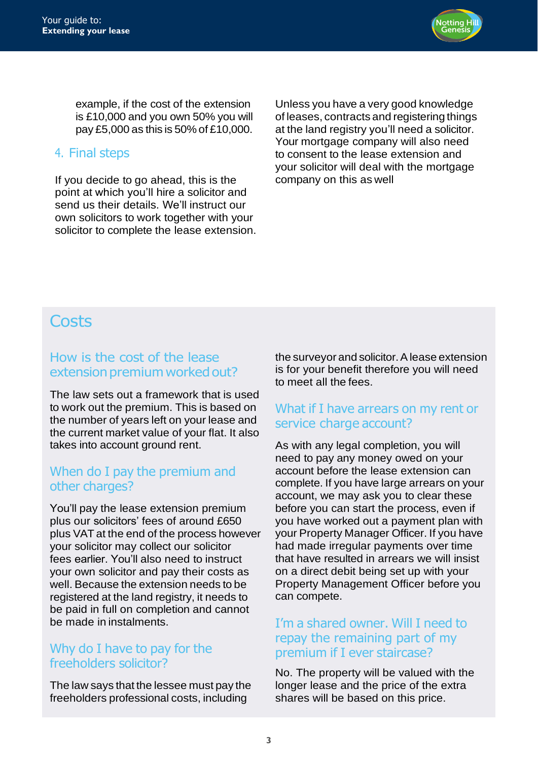example, if the cost of the extension is £10,000 and you own 50% you will pay £5,000 as this is 50% of £10,000.

### 4. Final steps

If you decide to go ahead, this is the point at which you'll hire a solicitor and send us their details. We'll instruct our own solicitors to work together with your solicitor to complete the lease extension.

Unless you have a very good knowledge of leases, contracts and registering things at the land registry you'll need a solicitor. Your mortgage company will also need to consent to the lease extension and your solicitor will deal with the mortgage company on this as well

## Costs

### How is the cost of the lease extension premium worked out?

The law sets out a framework that is used to work out the premium. This is based on the number of years left on your lease and the current market value of your flat. It also takes into account ground rent.

### When do I pay the premium and other charges?

You'll pay the lease extension premium plus our solicitors' fees of around £650 plus VAT at the end of the process however your solicitor may collect our solicitor fees earlier. You'll also need to instruct your own solicitor and pay their costs as well. Because the extension needs to be registered at the land registry, it needs to be paid in full on completion and cannot be made in instalments.

### Why do I have to pay for the freeholders solicitor?

The law says that the lessee must pay the freeholders professional costs, including the surveyor and solicitor. A lease extension is for your benefit therefore you will need to meet all the fees.

### What if I have arrears on my rent or service charge account?

As with any legal completion, you will need to pay any money owed on your account before the lease extension can complete. If you have large arrears on your account, we may ask you to clear these before you can start the process, even if you have worked out a payment plan with your Property Manager Officer. If you have had made irregular payments over time that have resulted in arrears we will insist on a direct debit being set up with your Property Management Officer before you can compete.

### I'm a shared owner. Will I need to repay the remaining part of my premium if I ever staircase?

No. The property will be valued with the longer lease and the price of the extra shares will be based on this price.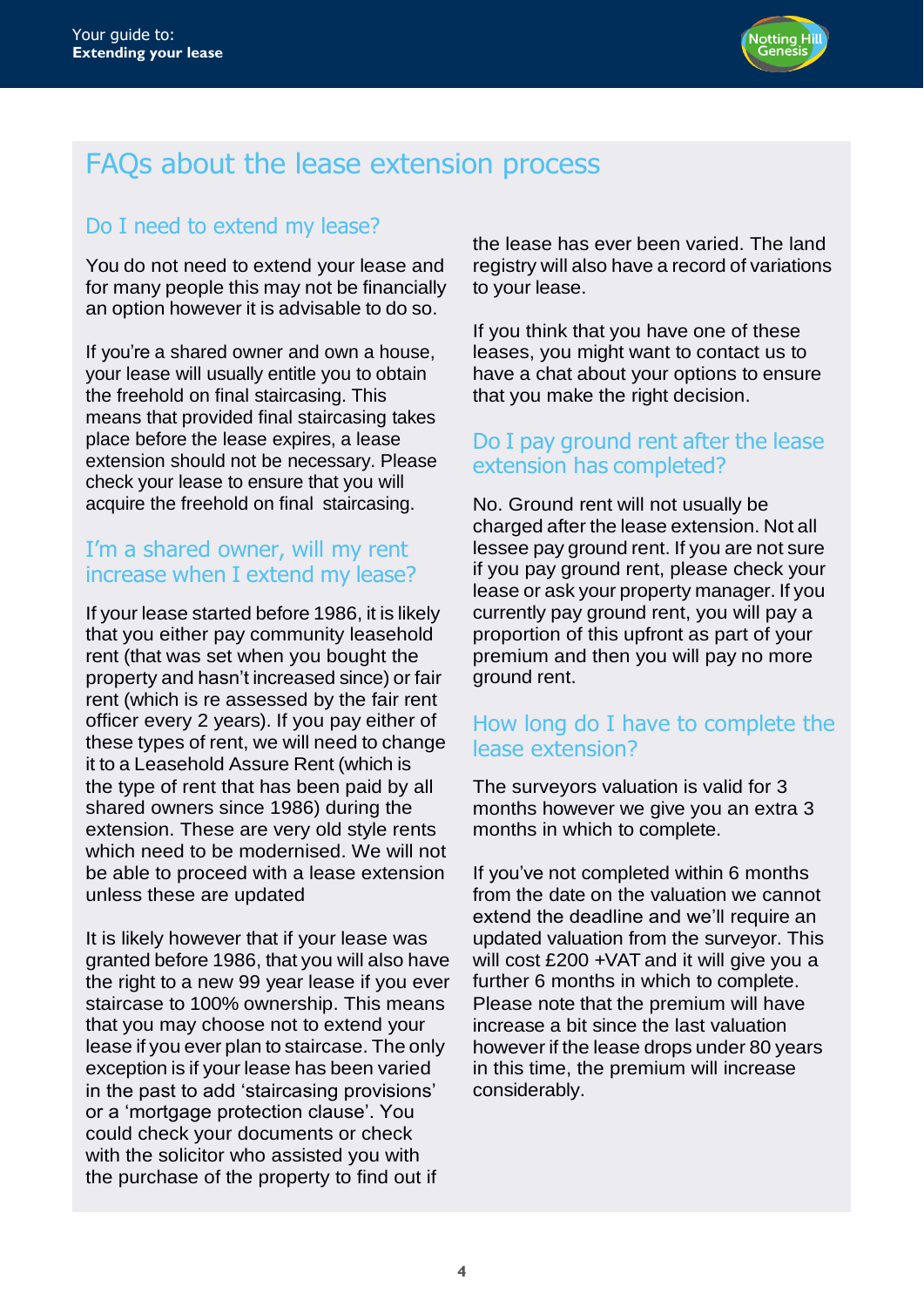## FAQs about the lease extension process

### Do I need to extend my lease?

You do not need to extend your lease and for many people this may not be financially an option however it is advisable to do so.

If you're a shared owner and own a house, your lease will usually entitle you to obtain the freehold on final staircasing. This means that provided final staircasing takes place before the lease expires, a lease extension should not be necessary. Please check your lease to ensure that you will acquire the freehold on final staircasing.

### I'm a shared owner, will my rent increase when I extend my lease?

If your lease started before 1986, it is likely that you either pay community leasehold rent (that was set when you bought the property and hasn't increased since) or fair rent (which is re assessed by the fair rent officer every 2 years). If you pay either of these types of rent, we will need to change it to a Leasehold Assure Rent (which is the type of rent that has been paid by all shared owners since 1986) during the extension. These are very old style rents which need to be modernised. We will not be able to proceed with a lease extension unless these are updated

It is likely however that if your lease was granted before 1986, that you will also have the right to a new 99 year lease if you ever staircase to 100% ownership. This means that you may choose not to extend your lease if you ever plan to staircase. The only exception is if your lease has been varied in the past to add 'staircasing provisions' or a 'mortgage protection clause'. You could check your documents or check with the solicitor who assisted you with the purchase of the property to find out if the lease has ever been varied. The land registry will also have a record of variations to your lease.

If you think that you have one of these leases, you might want to contact us to have a chat about your options to ensure that you make the right decision.

### Do I pay ground rent after the lease extension has completed?

No. Ground rent will not usually be charged after the lease extension. Not all lessee pay ground rent. If you are not sure if you pay ground rent, please check your lease or ask your property manager. If you currently pay ground rent, you will pay a proportion of this upfront as part of your premium and then you will pay no more ground rent.

### How long do I have to complete the lease extension?

The surveyors valuation is valid for 3 months however we give you an extra 3 months in which to complete.

If you've not completed within 6 months from the date on the valuation we cannot extend the deadline and we'll require an updated valuation from the surveyor. This will cost £200 +VAT and it will give you a further 6 months in which to complete. Please note that the premium will have increase a bit since the last valuation however if the lease drops under 80 years in this time, the premium will increase considerably.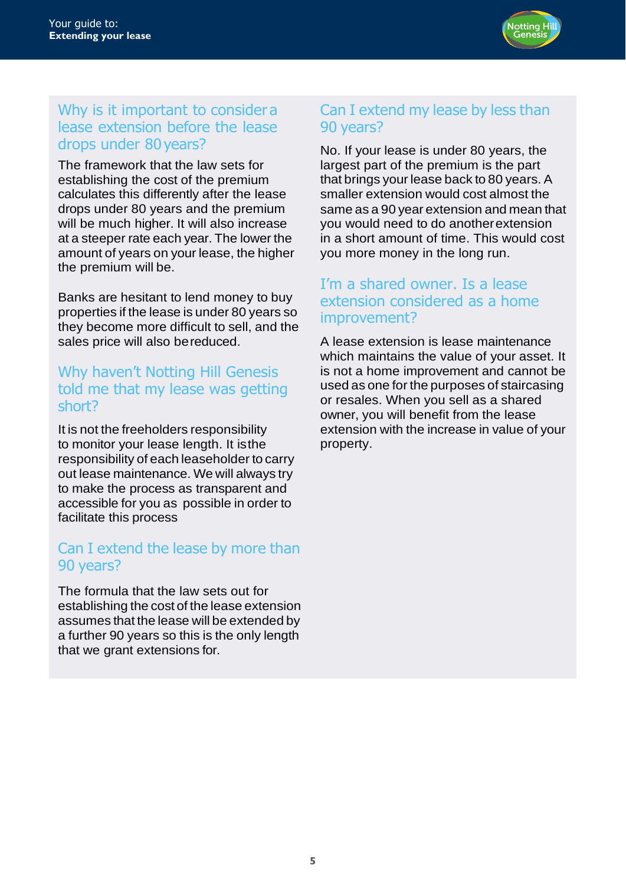## Why is it important to consider a lease extension before the lease drops under 80 years?

The framework that the law sets for establishing the cost of the premium calculates this differently after the lease drops under 80 years and the premium will be much higher. It will also increase at a steeper rate each year. The lower the amount of years on your lease, the higher the premium will be.

Banks are hesitant to lend money to buy properties if the lease is under 80 years so they become more difficult to sell, and the sales price will also be reduced.

## Why haven't Notting Hill Genesis told me that my lease was getting short?

It is not the freeholders responsibility to monitor your lease length. It is the responsibility of each leaseholder to carry out lease maintenance. We will always try to make the process as transparent and accessible for you as possible in order to facilitate this process

## Can I extend the lease by more than 90 years?

The formula that the law sets out for establishing the cost of the lease extension assumes that the lease will be extended by a further 90 years so this is the only length that we grant extensions for.

## Can I extend my lease by less than 90 years?

No. If your lease is under 80 years, the largest part of the premium is the part that brings your lease back to 80 years. A smaller extension would cost almost the same as a 90 year extension and mean that you would need to do another extension in a short amount of time. This would cost you more money in the long run.

## I'm a shared owner. Is a lease extension considered as a home improvement?

A lease extension is lease maintenance which maintains the value of your asset. It is not a home improvement and cannot be used as one for the purposes of staircasing or resales. When you sell as a shared owner, you will benefit from the lease extension with the increase in value of your property.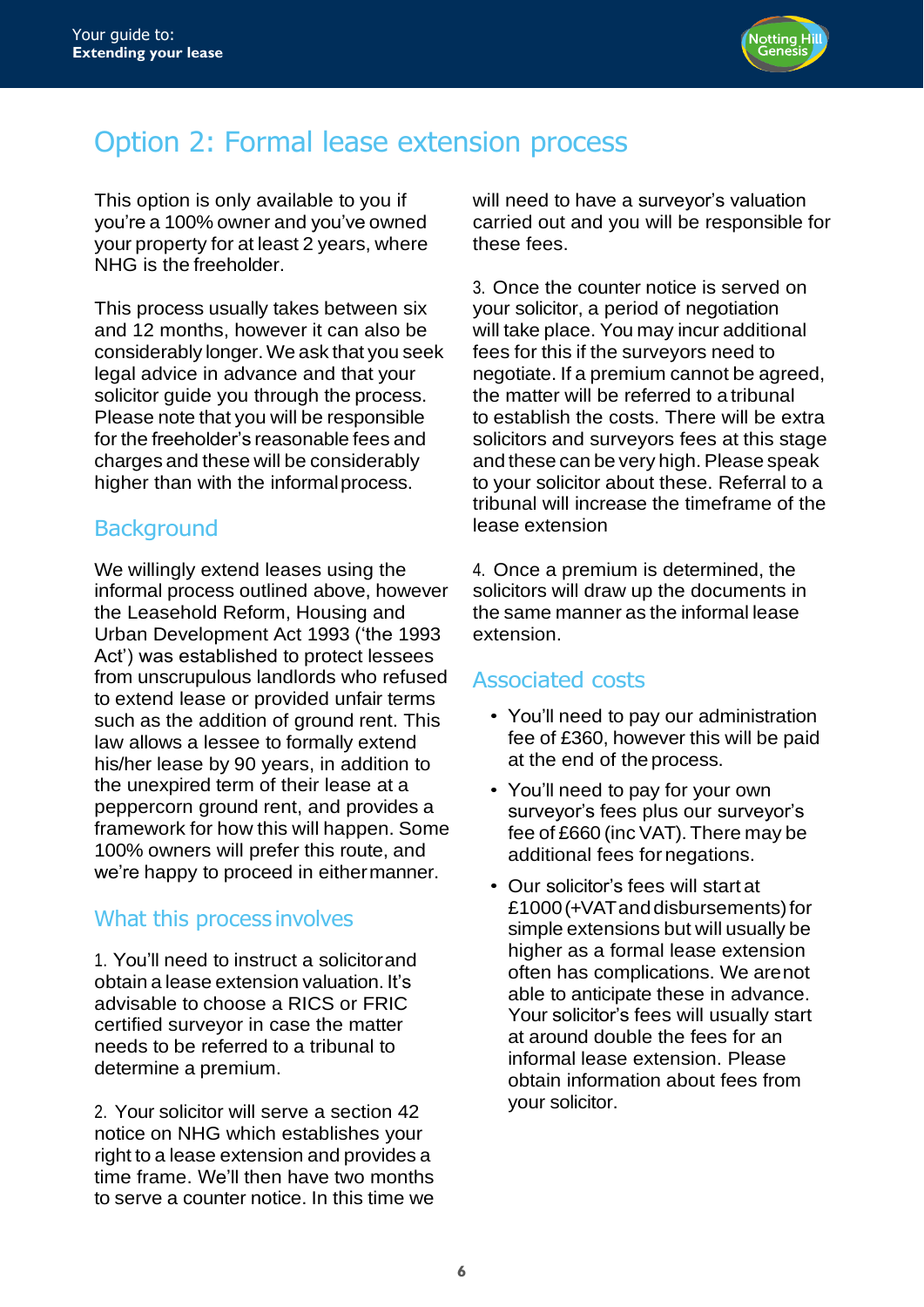# Option 2: Formal lease extension process

This option is only available to you if you're a 100% owner and you've owned your property for at least 2 years, where NHG is the freeholder.

This process usually takes between six and 12 months, however it can also be considerably longer. We ask that you seek legal advice in advance and that your solicitor guide you through the process. Please note that you will be responsible for the freeholder's reasonable fees and charges and these will be considerably higher than with the informal process.

## Background

We willingly extend leases using the informal process outlined above, however the Leasehold Reform, Housing and Urban Development Act 1993 ('the 1993 Act') was established to protect lessees from unscrupulous landlords who refused to extend lease or provided unfair terms such as the addition of ground rent. This law allows a lessee to formally extend his/her lease by 90 years, in addition to the unexpired term of their lease at a peppercorn ground rent, and provides a framework for how this will happen. Some 100% owners will prefer this route, and we're happy to proceed in either manner.

## What this process involves

1. You'll need to instruct a solicitor and obtain a lease extension valuation. It's advisable to choose a RICS or FRIC certified surveyor in case the matter needs to be referred to a tribunal to determine a premium.

2. Your solicitor will serve a section 42 notice on NHG which establishes your right to a lease extension and provides a time frame. We'll then have two months to serve a counter notice. In this time we will need to have a surveyor's valuation carried out and you will be responsible for these fees.

3. Once the counter notice is served on your solicitor, a period of negotiation will take place. You may incur additional fees for this if the surveyors need to negotiate. If a premium cannot be agreed, the matter will be referred to a tribunal to establish the costs. There will be extra solicitors and surveyors fees at this stage and these can be very high. Please speak to your solicitor about these. Referral to a tribunal will increase the timeframe of the lease extension

4. Once a premium is determined, the solicitors will draw up the documents in the same manner as the informal lease extension.

## Associated costs

- You'll need to pay our administration fee of £360, however this will be paid at the end of the process.
- You'll need to pay for your own surveyor's fees plus our surveyor's fee of £660 (inc VAT). There may be additional fees for negations.
- Our solicitor's fees will start at £1000 (+VAT and disbursements) for simple extensions but will usually be higher as a formal lease extension often has complications. We are not able to anticipate these in advance. Your solicitor's fees will usually start at around double the fees for an informal lease extension. Please obtain information about fees from your solicitor.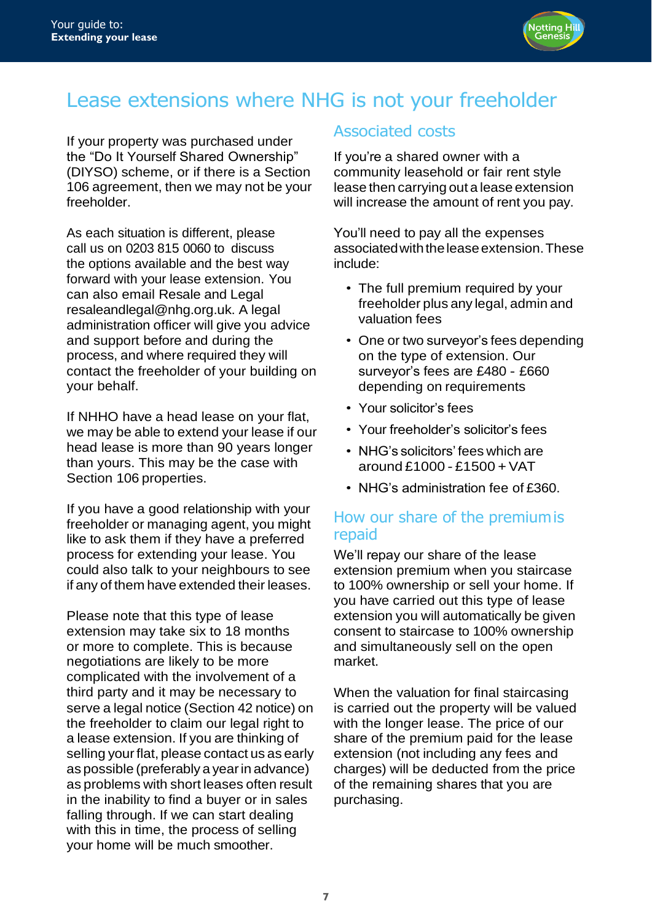# Lease extensions where NHG is not your freeholder

If your property was purchased under the "Do It Yourself Shared Ownership" (DIYSO) scheme, or if there is a Section 106 agreement, then we may not be your freeholder.

As each situation is different, please call us on 0203 815 0060 to discuss the options available and the best way forward with your lease extension. You can also email Resale and Legal resaleandlegal@nhg.org.uk. A legal administration officer will give you advice and support before and during the process, and where required they will contact the freeholder of your building on your behalf.

If NHHO have a head lease on your flat, we may be able to extend your lease if our head lease is more than 90 years longer than yours. This may be the case with Section 106 properties.

If you have a good relationship with your freeholder or managing agent, you might like to ask them if they have a preferred process for extending your lease. You could also talk to your neighbours to see if any of them have extended their leases.

Please note that this type of lease extension may take six to 18 months or more to complete. This is because negotiations are likely to be more complicated with the involvement of a third party and it may be necessary to serve a legal notice (Section 42 notice) on the freeholder to claim our legal right to a lease extension. If you are thinking of selling your flat, please contact us as early as possible (preferably a year in advance) as problems with short leases often result in the inability to find a buyer or in sales falling through. If we can start dealing with this in time, the process of selling your home will be much smoother.

## Associated costs

If you're a shared owner with a community leasehold or fair rent style lease then carrying out a lease extension will increase the amount of rent you pay.

You'll need to pay all the expenses associated with the lease extension. These include:

- The full premium required by your freeholder plus any legal, admin and valuation fees
- One or two surveyor's fees depending on the type of extension. Our surveyor's fees are £480 - £660 depending on requirements
- Your solicitor's fees
- Your freeholder's solicitor's fees
- NHG's solicitors' fees which are around £1000 - £1500 + VAT
- NHG's administration fee of £360.

## How our share of the premium is repaid

We'll repay our share of the lease extension premium when you staircase to 100% ownership or sell your home. If you have carried out this type of lease extension you will automatically be given consent to staircase to 100% ownership and simultaneously sell on the open market.

When the valuation for final staircasing is carried out the property will be valued with the longer lease. The price of our share of the premium paid for the lease extension (not including any fees and charges) will be deducted from the price of the remaining shares that you are purchasing.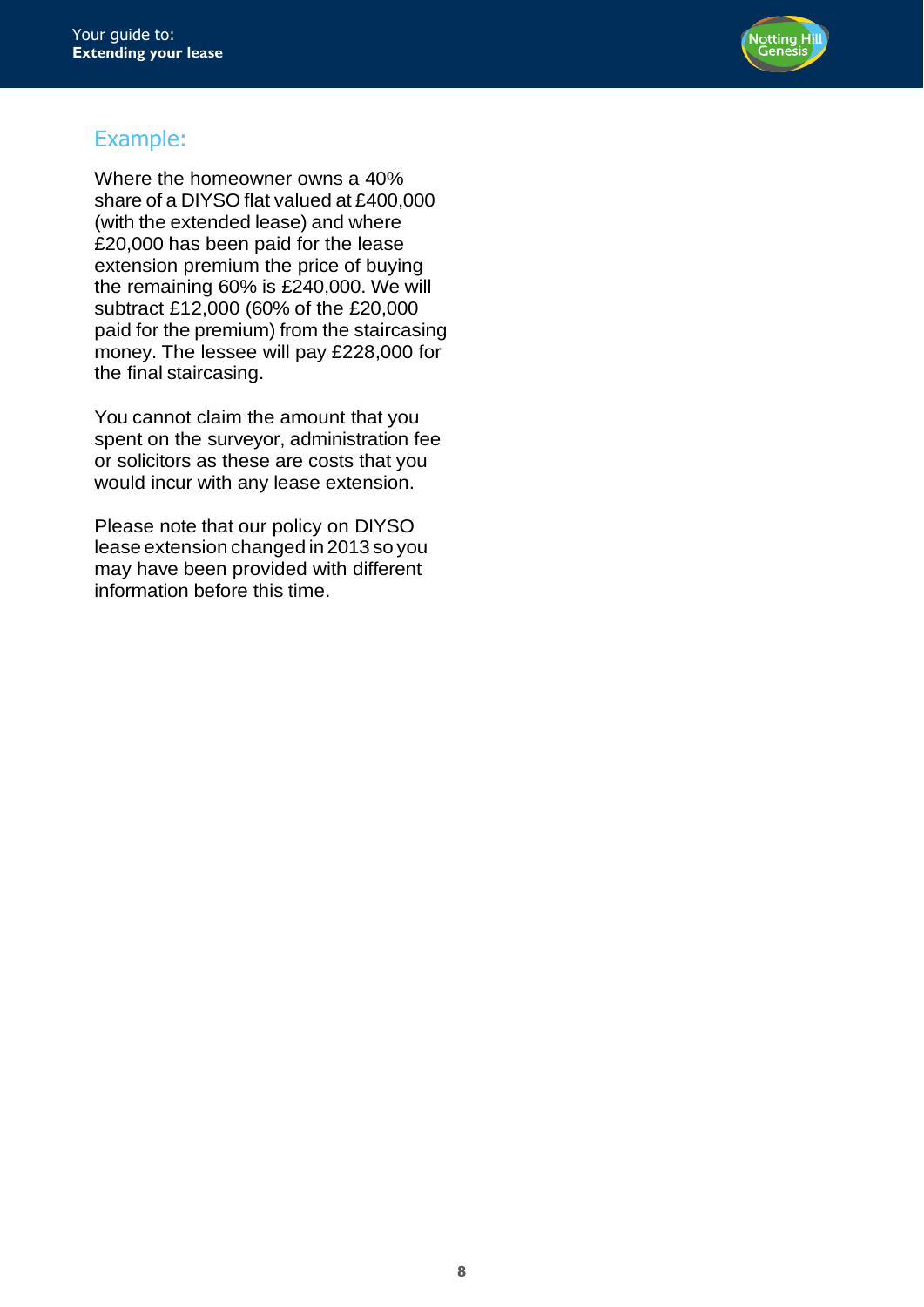## Example:

Where the homeowner owns a 40% share of a DIYSO flat valued at £400,000 (with the extended lease) and where £20,000 has been paid for the lease extension premium the price of buying the remaining 60% is £240,000. We will subtract £12,000 (60% of the £20,000 paid for the premium) from the staircasing money. The lessee will pay £228,000 for the final staircasing.

You cannot claim the amount that you spent on the surveyor, administration fee or solicitors as these are costs that you would incur with any lease extension.

Please note that our policy on DIYSO lease extension changed in 2013 so you may have been provided with different information before this time.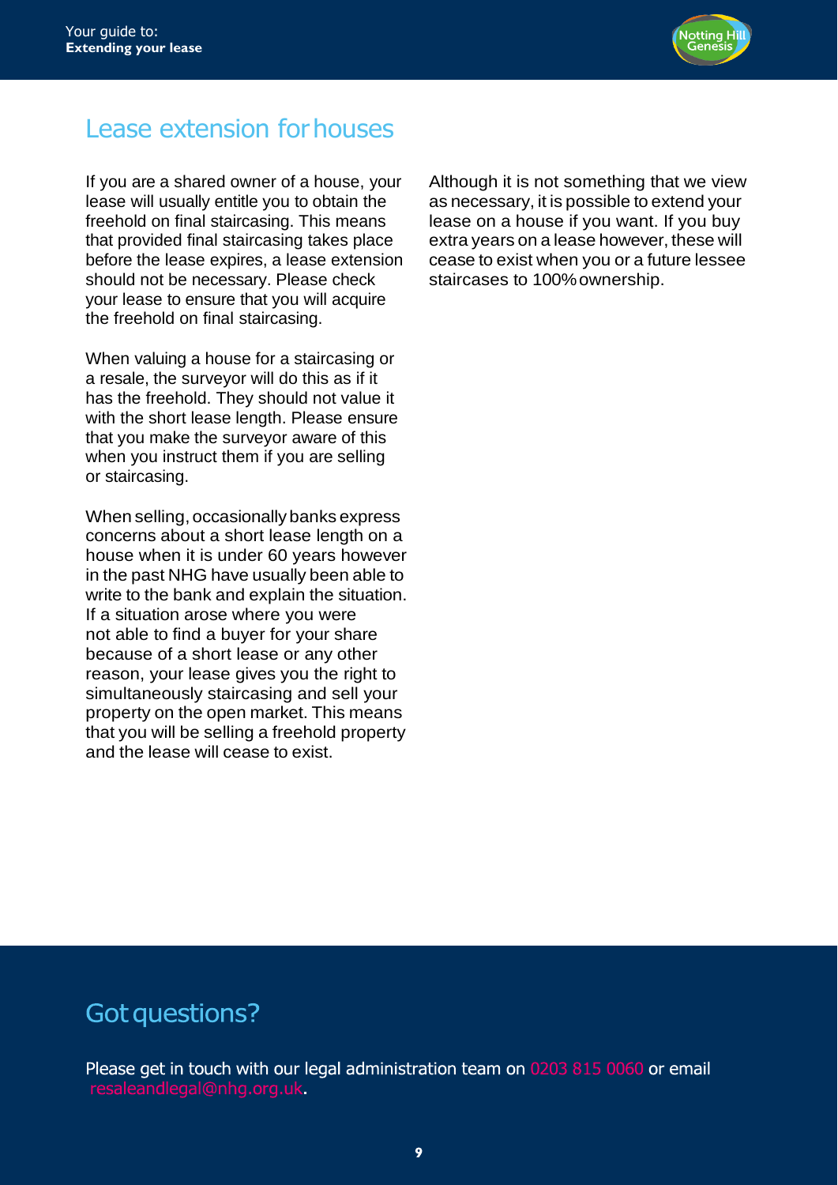## Lease extension for houses

If you are a shared owner of a house, your lease will usually entitle you to obtain the freehold on final staircasing. This means that provided final staircasing takes place before the lease expires, a lease extension should not be necessary. Please check your lease to ensure that you will acquire the freehold on final staircasing.

When valuing a house for a staircasing or a resale, the surveyor will do this as if it has the freehold. They should not value it with the short lease length. Please ensure that you make the surveyor aware of this when you instruct them if you are selling or staircasing.

When selling, occasionally banks express concerns about a short lease length on a house when it is under 60 years however in the past NHG have usually been able to write to the bank and explain the situation. If a situation arose where you were not able to find a buyer for your share because of a short lease or any other reason, your lease gives you the right to simultaneously staircasing and sell your property on the open market. This means that you will be selling a freehold property and the lease will cease to exist.

Although it is not something that we view as necessary, it is possible to extend your lease on a house if you want. If you buy extra years on a lease however, these will cease to exist when you or a future lessee staircases to 100% ownership.

## Got questions?

Please get in touch with our legal administration team on 0203 815 0060 or email resaleandlegal@nhg.org.uk.